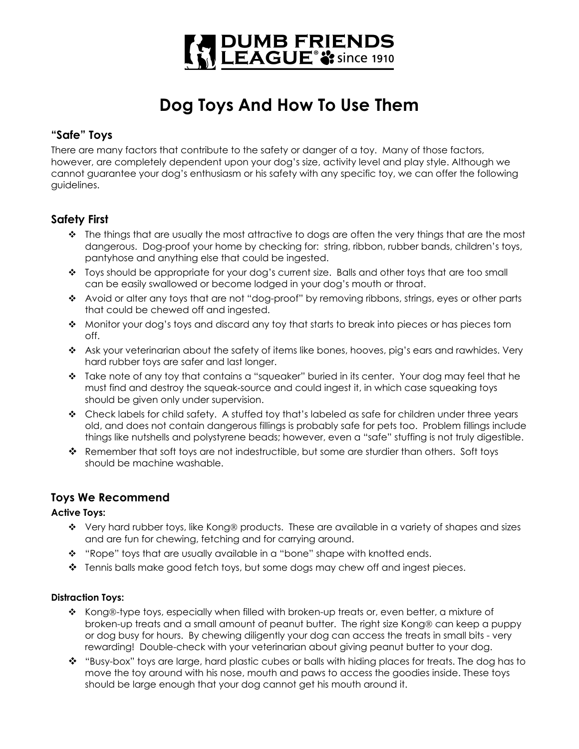DUMB FRIENDS LEAGUE® since 1910

# Dog Toys And How To Use Them

## "Safe" Toys

There are many factors that contribute to the safety or danger of a toy. Many of those factors, however, are completely dependent upon your dog's size, activity level and play style. Although we cannot guarantee your dog's enthusiasm or his safety with any specific toy, we can offer the following guidelines.

## Safety First

- The things that are usually the most attractive to dogs are often the very things that are the most dangerous. Dog-proof your home by checking for: string, ribbon, rubber bands, children's toys, pantyhose and anything else that could be ingested.
- Toys should be appropriate for your dog's current size. Balls and other toys that are too small can be easily swallowed or become lodged in your dog's mouth or throat.
- Avoid or alter any toys that are not "dog-proof" by removing ribbons, strings, eyes or other parts that could be chewed off and ingested.
- Monitor your dog's toys and discard any toy that starts to break into pieces or has pieces torn off.
- Ask your veterinarian about the safety of items like bones, hooves, pig's ears and rawhides. Very hard rubber toys are safer and last longer.
- Take note of any toy that contains a "squeaker" buried in its center. Your dog may feel that he must find and destroy the squeak-source and could ingest it, in which case squeaking toys should be given only under supervision.
- Check labels for child safety. A stuffed toy that's labeled as safe for children under three years old, and does not contain dangerous fillings is probably safe for pets too. Problem fillings include things like nutshells and polystyrene beads; however, even a "safe" stuffing is not truly digestible.
- Remember that soft toys are not indestructible, but some are sturdier than others. Soft toys should be machine washable.

## Toys We Recommend

**Active Toys:**

- Very hard rubber toys, like Kong® products. These are available in a variety of shapes and sizes and are fun for chewing, fetching and for carrying around.
- "Rope" toys that are usually available in a "bone" shape with knotted ends.
- Tennis balls make good fetch toys, but some dogs may chew off and ingest pieces.

**Distraction Toys:**

- Kong®-type toys, especially when filled with broken-up treats or, even better, a mixture of broken-up treats and a small amount of peanut butter. The right size Kong® can keep a puppy or dog busy for hours. By chewing diligently your dog can access the treats in small bits - very rewarding! Double-check with your veterinarian about giving peanut butter to your dog.
- "Busy-box" toys are large, hard plastic cubes or balls with hiding places for treats. The dog has to move the toy around with his nose, mouth and paws to access the goodies inside. These toys should be large enough that your dog cannot get his mouth around it.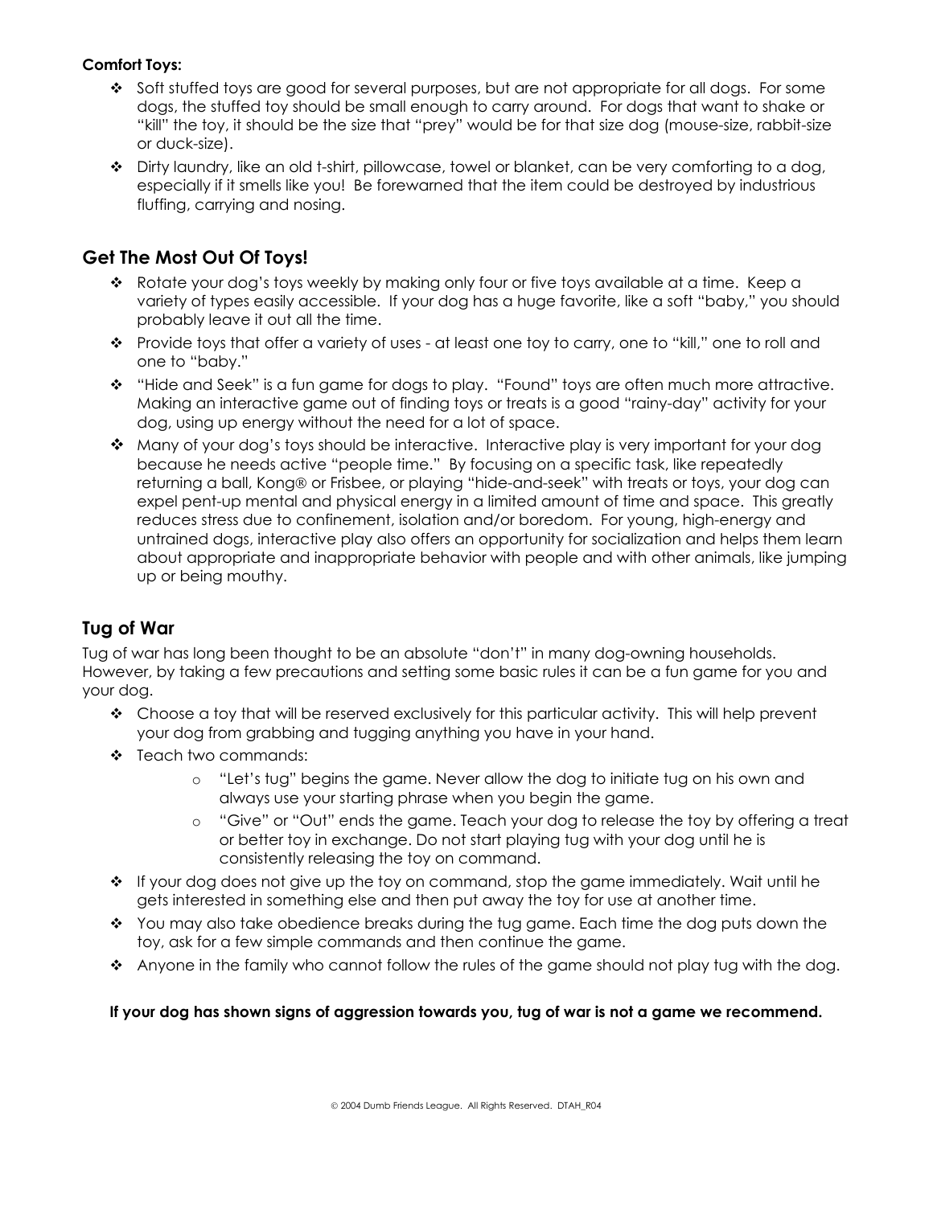**Comfort Toys:**

- Soft stuffed toys are good for several purposes, but are not appropriate for all dogs. For some dogs, the stuffed toy should be small enough to carry around. For dogs that want to shake or "kill" the toy, it should be the size that "prey" would be for that size dog (mouse-size, rabbit-size or duck-size).
- Dirty laundry, like an old t-shirt, pillowcase, towel or blanket, can be very comforting to a dog, especially if it smells like you! Be forewarned that the item could be destroyed by industrious fluffing, carrying and nosing.

## Get The Most Out Of Toys!

- Rotate your dog's toys weekly by making only four or five toys available at a time. Keep a variety of types easily accessible. If your dog has a huge favorite, like a soft "baby," you should probably leave it out all the time.
- Provide toys that offer a variety of uses - at least one toy to carry, one to "kill," one to roll and one to "baby."
- "Hide and Seek" is a fun game for dogs to play. "Found" toys are often much more attractive. Making an interactive game out of finding toys or treats is a good "rainy-day" activity for your dog, using up energy without the need for a lot of space.
- Many of your dog's toys should be interactive. Interactive play is very important for your dog because he needs active "people time." By focusing on a specific task, like repeatedly returning a ball, Kong® or Frisbee, or playing "hide-and-seek" with treats or toys, your dog can expel pent-up mental and physical energy in a limited amount of time and space. This greatly reduces stress due to confinement, isolation and/or boredom. For young, high-energy and untrained dogs, interactive play also offers an opportunity for socialization and helps them learn about appropriate and inappropriate behavior with people and with other animals, like jumping up or being mouthy.

## Tug of War

Tug of war has long been thought to be an absolute "don't" in many dog-owning households. However, by taking a few precautions and setting some basic rules it can be a fun game for you and your dog.

- Choose a toy that will be reserved exclusively for this particular activity. This will help prevent your dog from grabbing and tugging anything you have in your hand.
- Teach two commands:
  - "Let's tug" begins the game. Never allow the dog to initiate tug on his own and always use your starting phrase when you begin the game.
  - "Give" or "Out" ends the game. Teach your dog to release the toy by offering a treat or better toy in exchange. Do not start playing tug with your dog until he is consistently releasing the toy on command.
- If your dog does not give up the toy on command, stop the game immediately. Wait until he gets interested in something else and then put away the toy for use at another time.
- You may also take obedience breaks during the tug game. Each time the dog puts down the toy, ask for a few simple commands and then continue the game.
- Anyone in the family who cannot follow the rules of the game should not play tug with the dog.

**If your dog has shown signs of aggression towards you, tug of war is not a game we recommend.**

© 2004 Dumb Friends League. All Rights Reserved. DTAH_R04